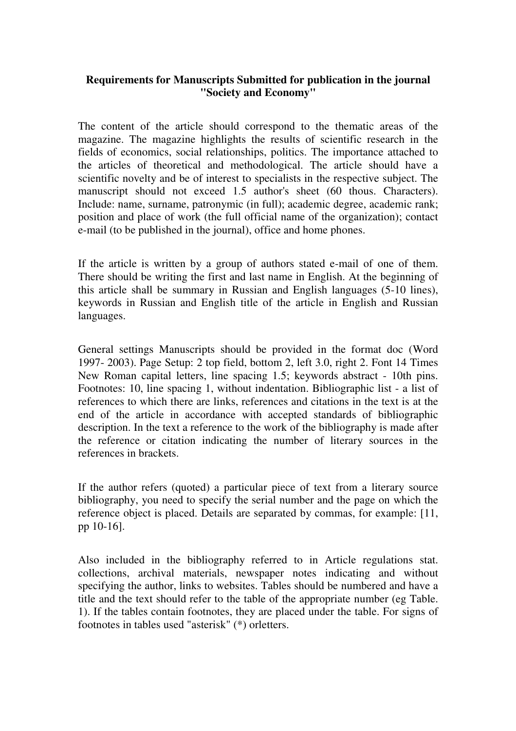**Requirements for Manuscripts Submitted for publication in the journal "Society and Economy"**

The content of the article should correspond to the thematic areas of the magazine. The magazine highlights the results of scientific research in the fields of economics, social relationships, politics. The importance attached to the articles of theoretical and methodological. The article should have a scientific novelty and be of interest to specialists in the respective subject. The manuscript should not exceed 1.5 author's sheet (60 thous. Characters). Include: name, surname, patronymic (in full); academic degree, academic rank; position and place of work (the full official name of the organization); contact e-mail (to be published in the journal), office and home phones.

If the article is written by a group of authors stated e-mail of one of them. There should be writing the first and last name in English. At the beginning of this article shall be summary in Russian and English languages (5-10 lines), keywords in Russian and English title of the article in English and Russian languages.

General settings Manuscripts should be provided in the format doc (Word 1997- 2003). Page Setup: 2 top field, bottom 2, left 3.0, right 2. Font 14 Times New Roman capital letters, line spacing 1.5; keywords abstract - 10th pins. Footnotes: 10, line spacing 1, without indentation. Bibliographic list - a list of references to which there are links, references and citations in the text is at the end of the article in accordance with accepted standards of bibliographic description. In the text a reference to the work of the bibliography is made after the reference or citation indicating the number of literary sources in the references in brackets.

If the author refers (quoted) a particular piece of text from a literary source bibliography, you need to specify the serial number and the page on which the reference object is placed. Details are separated by commas, for example: [11, pp 10-16].

Also included in the bibliography referred to in Article regulations stat. collections, archival materials, newspaper notes indicating and without specifying the author, links to websites. Tables should be numbered and have a title and the text should refer to the table of the appropriate number (eg Table. 1). If the tables contain footnotes, they are placed under the table. For signs of footnotes in tables used "asterisk" (*) orletters.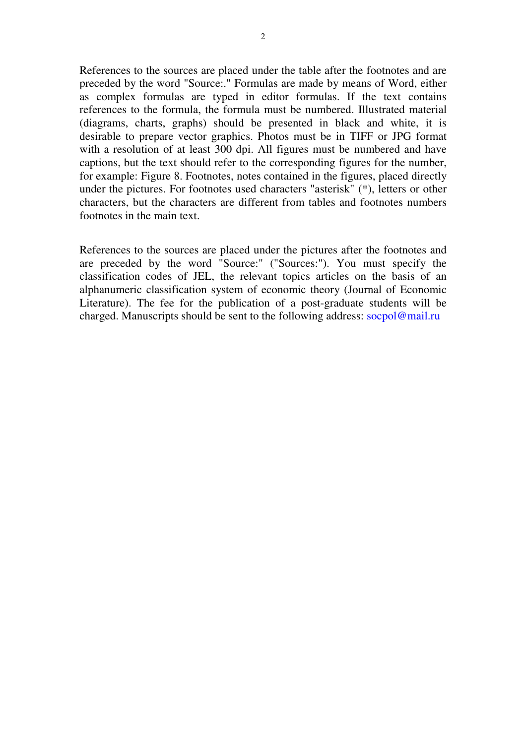References to the sources are placed under the table after the footnotes and are preceded by the word "Source:." Formulas are made by means of Word, either as complex formulas are typed in editor formulas. If the text contains references to the formula, the formula must be numbered. Illustrated material (diagrams, charts, graphs) should be presented in black and white, it is desirable to prepare vector graphics. Photos must be in TIFF or JPG format with a resolution of at least 300 dpi. All figures must be numbered and have captions, but the text should refer to the corresponding figures for the number, for example: Figure 8. Footnotes, notes contained in the figures, placed directly under the pictures. For footnotes used characters "asterisk" (*), letters or other characters, but the characters are different from tables and footnotes numbers footnotes in the main text.

References to the sources are placed under the pictures after the footnotes and are preceded by the word "Source:" ("Sources:"). You must specify the classification codes of JEL, the relevant topics articles on the basis of an alphanumeric classification system of economic theory (Journal of Economic Literature). The fee for the publication of a post-graduate students will be charged. Manuscripts should be sent to the following address: socpol@mail.ru